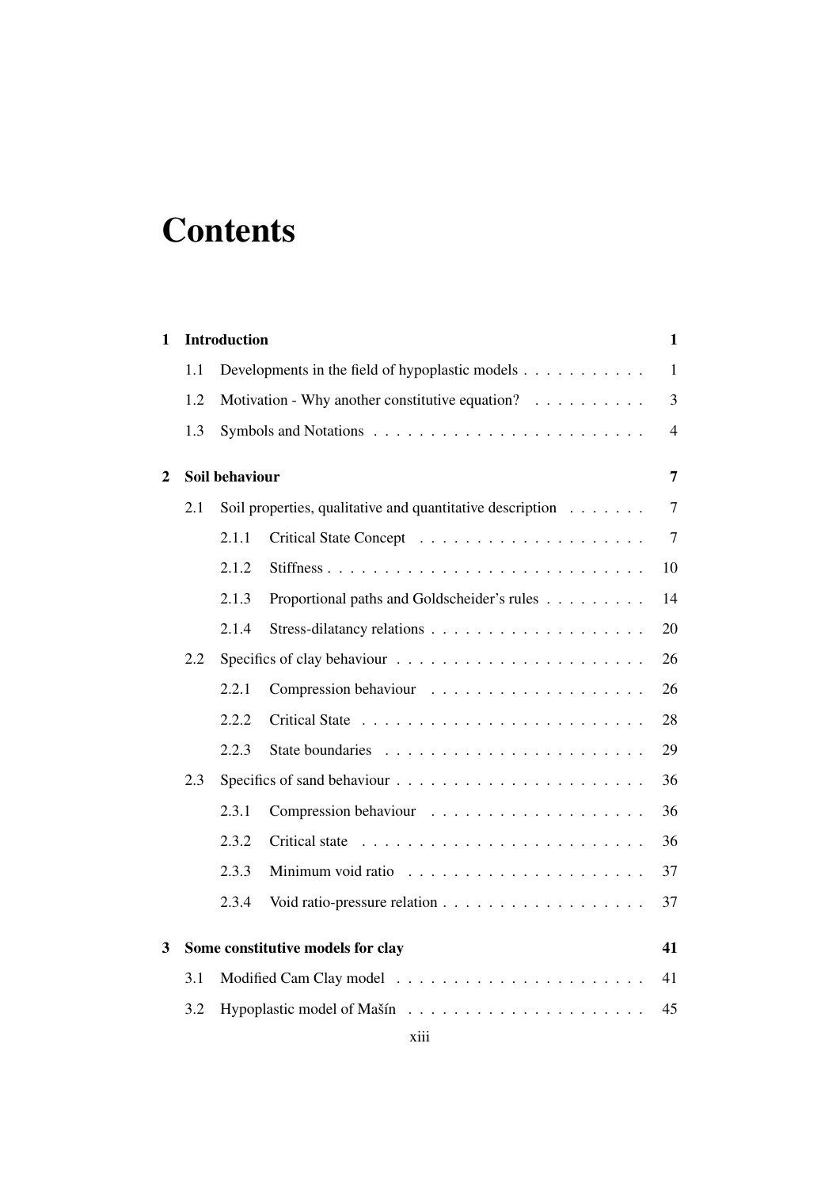# Contents

**1 Introduction** **1**

1.1 Developments in the field of hypoplastic models . . . . . . . . . . . 1

1.2 Motivation - Why another constitutive equation? . . . . . . . . . . 3

1.3 Symbols and Notations . . . . . . . . . . . . . . . . . . . . . . . . 4

**2 Soil behaviour** **7**

2.1 Soil properties, qualitative and quantitative description . . . . . . . 7

2.1.1 Critical State Concept . . . . . . . . . . . . . . . . . . . . 7

2.1.2 Stiffness . . . . . . . . . . . . . . . . . . . . . . . . . . . . 10

2.1.3 Proportional paths and Goldscheider's rules . . . . . . . . . 14

2.1.4 Stress-dilatancy relations . . . . . . . . . . . . . . . . . . . 20

2.2 Specifics of clay behaviour . . . . . . . . . . . . . . . . . . . . . . 26

2.2.1 Compression behaviour . . . . . . . . . . . . . . . . . . . 26

2.2.2 Critical State . . . . . . . . . . . . . . . . . . . . . . . . . 28

2.2.3 State boundaries . . . . . . . . . . . . . . . . . . . . . . . 29

2.3 Specifics of sand behaviour . . . . . . . . . . . . . . . . . . . . . . 36

2.3.1 Compression behaviour . . . . . . . . . . . . . . . . . . . 36

2.3.2 Critical state . . . . . . . . . . . . . . . . . . . . . . . . . 36

2.3.3 Minimum void ratio . . . . . . . . . . . . . . . . . . . . . 37

2.3.4 Void ratio-pressure relation . . . . . . . . . . . . . . . . . . 37

**3 Some constitutive models for clay** **41**

3.1 Modified Cam Clay model . . . . . . . . . . . . . . . . . . . . . . 41

3.2 Hypoplastic model of Mašín . . . . . . . . . . . . . . . . . . . . . 45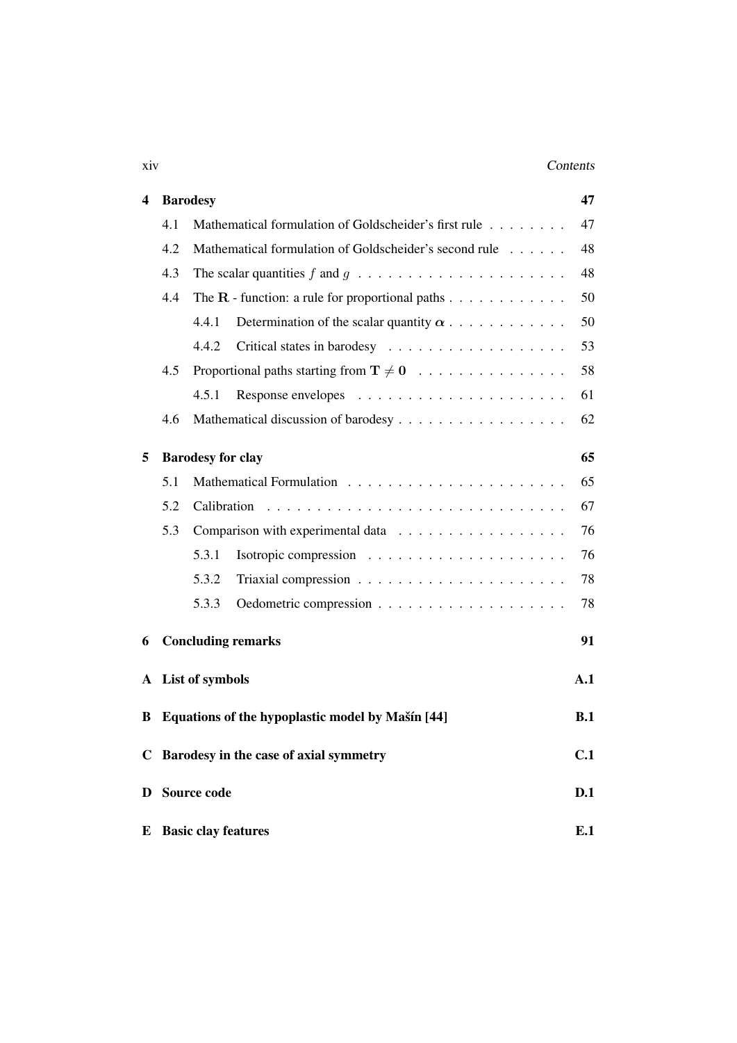**4 Barodesy** 47

4.1 Mathematical formulation of Goldscheider's first rule . . . . . . . . 47

4.2 Mathematical formulation of Goldscheider's second rule . . . . . . 48

4.3 The scalar quantities $f$ and $g$ . . . . . . . . . . . . . . . . . . . . . 48

4.4 The $\mathbf{R}$ - function: a rule for proportional paths . . . . . . . . . . . . 50

4.4.1 Determination of the scalar quantity $\boldsymbol{\alpha}$ . . . . . . . . . . . . 50

4.4.2 Critical states in barodesy . . . . . . . . . . . . . . . . . . . 53

4.5 Proportional paths starting from $\mathbf{T} \neq \mathbf{0}$ . . . . . . . . . . . . . . . 58

4.5.1 Response envelopes . . . . . . . . . . . . . . . . . . . . . . 61

4.6 Mathematical discussion of barodesy . . . . . . . . . . . . . . . . . 62

**5 Barodesy for clay** 65

5.1 Mathematical Formulation . . . . . . . . . . . . . . . . . . . . . . 65

5.2 Calibration . . . . . . . . . . . . . . . . . . . . . . . . . . . . . . 67

5.3 Comparison with experimental data . . . . . . . . . . . . . . . . . 76

5.3.1 Isotropic compression . . . . . . . . . . . . . . . . . . . . . 76

5.3.2 Triaxial compression . . . . . . . . . . . . . . . . . . . . . . 78

5.3.3 Oedometric compression . . . . . . . . . . . . . . . . . . . . 78

**6 Concluding remarks** 91

**A List of symbols** A.1

**B Equations of the hypoplastic model by Mašín [44]** B.1

**C Barodesy in the case of axial symmetry** C.1

**D Source code** D.1

**E Basic clay features** E.1